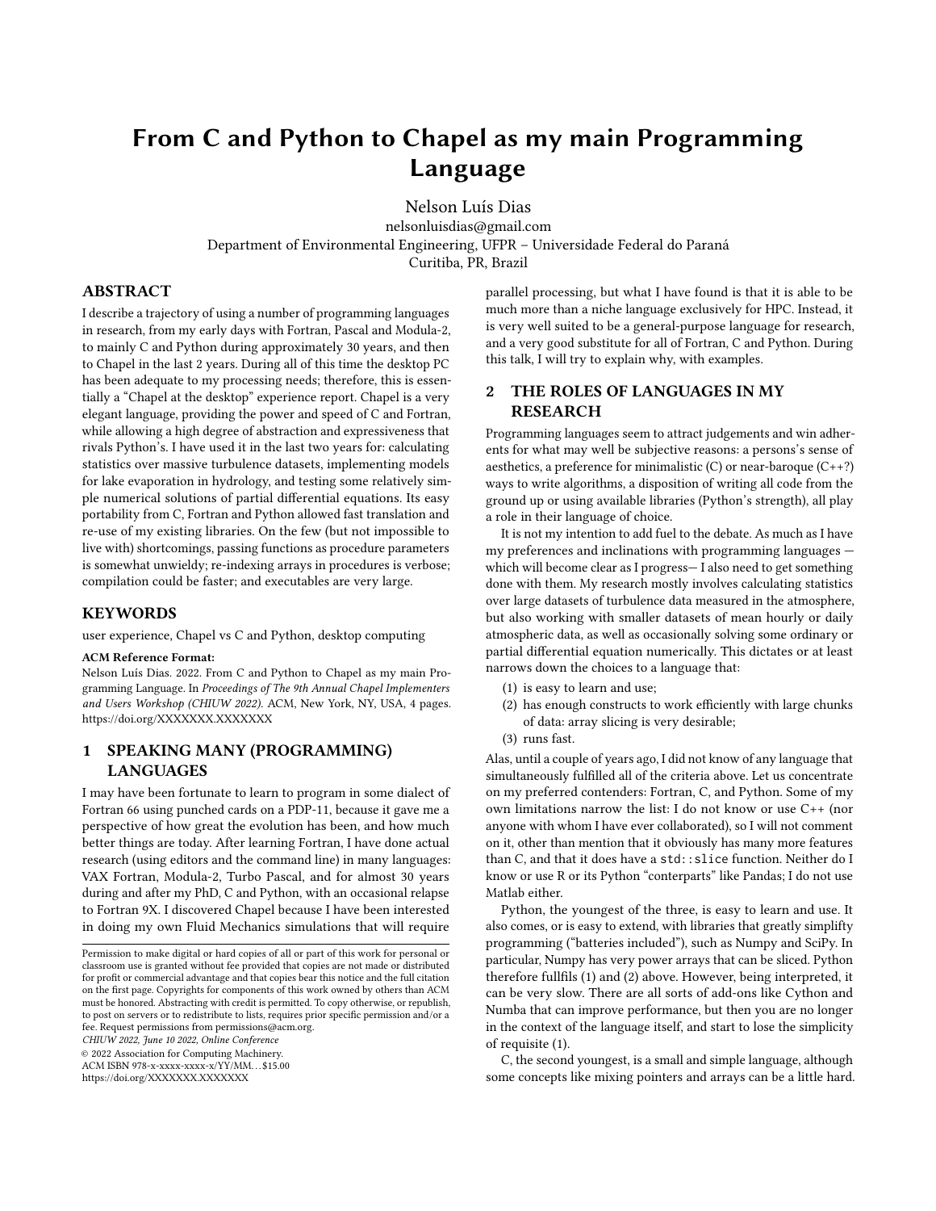# From C and Python to Chapel as my main Programming Language

Nelson Luís Dias
nelsonluisdias@gmail.com
Department of Environmental Engineering, UFPR – Universidade Federal do Paraná
Curitiba, PR, Brazil

## ABSTRACT

I describe a trajectory of using a number of programming languages in research, from my early days with Fortran, Pascal and Modula-2, to mainly C and Python during approximately 30 years, and then to Chapel in the last 2 years. During all of this time the desktop PC has been adequate to my processing needs; therefore, this is essentially a "Chapel at the desktop" experience report. Chapel is a very elegant language, providing the power and speed of C and Fortran, while allowing a high degree of abstraction and expressiveness that rivals Python's. I have used it in the last two years for: calculating statistics over massive turbulence datasets, implementing models for lake evaporation in hydrology, and testing some relatively simple numerical solutions of partial differential equations. Its easy portability from C, Fortran and Python allowed fast translation and re-use of my existing libraries. On the few (but not impossible to live with) shortcomings, passing functions as procedure parameters is somewhat unwieldy; re-indexing arrays in procedures is verbose; compilation could be faster; and executables are very large.

## KEYWORDS

user experience, Chapel vs C and Python, desktop computing

**ACM Reference Format:**
Nelson Luís Dias. 2022. From C and Python to Chapel as my main Programming Language. In *Proceedings of The 9th Annual Chapel Implementers and Users Workshop (CHIUW 2022).* ACM, New York, NY, USA, 4 pages. https://doi.org/XXXXXXX.XXXXXXX

## 1 SPEAKING MANY (PROGRAMMING) LANGUAGES

I may have been fortunate to learn to program in some dialect of Fortran 66 using punched cards on a PDP-11, because it gave me a perspective of how great the evolution has been, and how much better things are today. After learning Fortran, I have done actual research (using editors and the command line) in many languages: VAX Fortran, Modula-2, Turbo Pascal, and for almost 30 years during and after my PhD, C and Python, with an occasional relapse to Fortran 9X. I discovered Chapel because I have been interested in doing my own Fluid Mechanics simulations that will require parallel processing, but what I have found is that it is able to be much more than a niche language exclusively for HPC. Instead, it is very well suited to be a general-purpose language for research, and a very good substitute for all of Fortran, C and Python. During this talk, I will try to explain why, with examples.

## 2 THE ROLES OF LANGUAGES IN MY RESEARCH

Programming languages seem to attract judgements and win adherents for what may well be subjective reasons: a persons's sense of aesthetics, a preference for minimalistic (C) or near-baroque (C++?) ways to write algorithms, a disposition of writing all code from the ground up or using available libraries (Python's strength), all play a role in their language of choice.

It is not my intention to add fuel to the debate. As much as I have my preferences and inclinations with programming languages — which will become clear as I progress— I also need to get something done with them. My research mostly involves calculating statistics over large datasets of turbulence data measured in the atmosphere, but also working with smaller datasets of mean hourly or daily atmospheric data, as well as occasionally solving some ordinary or partial differential equation numerically. This dictates or at least narrows down the choices to a language that:

1. is easy to learn and use;
2. has enough constructs to work efficiently with large chunks of data: array slicing is very desirable;
3. runs fast.

Alas, until a couple of years ago, I did not know of any language that simultaneously fulfilled all of the criteria above. Let us concentrate on my preferred contenders: Fortran, C, and Python. Some of my own limitations narrow the list: I do not know or use C++ (nor anyone with whom I have ever collaborated), so I will not comment on it, other than mention that it obviously has many more features than C, and that it does have a `std::slice` function. Neither do I know or use R or its Python "conterparts" like Pandas; I do not use Matlab either.

Python, the youngest of the three, is easy to learn and use. It also comes, or is easy to extend, with libraries that greatly simplifty programming ("batteries included"), such as Numpy and SciPy. In particular, Numpy has very power arrays that can be sliced. Python therefore fullfils (1) and (2) above. However, being interpreted, it can be very slow. There are all sorts of add-ons like Cython and Numba that can improve performance, but then you are no longer in the context of the language itself, and start to lose the simplicity of requisite (1).

C, the second youngest, is a small and simple language, although some concepts like mixing pointers and arrays can be a little hard.

---

Permission to make digital or hard copies of all or part of this work for personal or classroom use is granted without fee provided that copies are not made or distributed for profit or commercial advantage and that copies bear this notice and the full citation on the first page. Copyrights for components of this work owned by others than ACM must be honored. Abstracting with credit is permitted. To copy otherwise, or republish, to post on servers or to redistribute to lists, requires prior specific permission and/or a fee. Request permissions from permissions@acm.org.
*CHIUW 2022, June 10 2022, Online Conference*
© 2022 Association for Computing Machinery.
ACM ISBN 978-x-xxxx-xxxx-x/YY/MM...$15.00
https://doi.org/XXXXXXX.XXXXXXX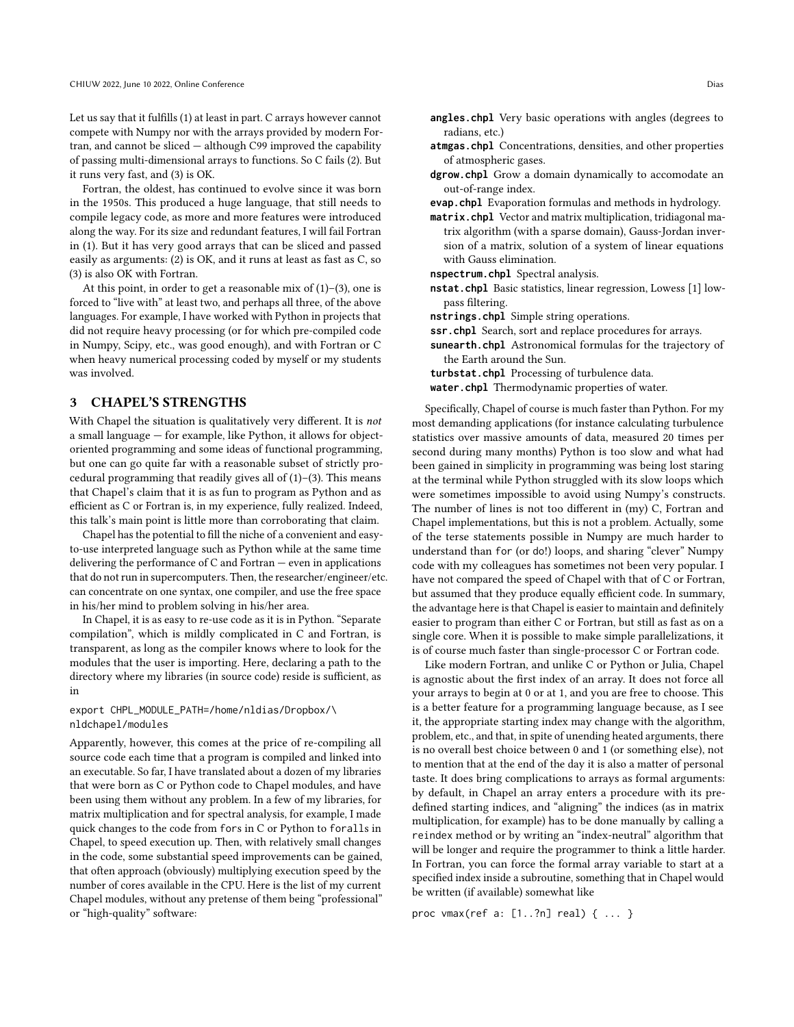Let us say that it fulfills (1) at least in part. C arrays however cannot compete with Numpy nor with the arrays provided by modern Fortran, and cannot be sliced — although C99 improved the capability of passing multi-dimensional arrays to functions. So C fails (2). But it runs very fast, and (3) is OK.

Fortran, the oldest, has continued to evolve since it was born in the 1950s. This produced a huge language, that still needs to compile legacy code, as more and more features were introduced along the way. For its size and redundant features, I will fail Fortran in (1). But it has very good arrays that can be sliced and passed easily as arguments: (2) is OK, and it runs at least as fast as C, so (3) is also OK with Fortran.

At this point, in order to get a reasonable mix of (1)–(3), one is forced to "live with" at least two, and perhaps all three, of the above languages. For example, I have worked with Python in projects that did not require heavy processing (or for which pre-compiled code in Numpy, Scipy, etc., was good enough), and with Fortran or C when heavy numerical processing coded by myself or my students was involved.

## 3 CHAPEL'S STRENGTHS

With Chapel the situation is qualitatively very different. It is *not* a small language — for example, like Python, it allows for object-oriented programming and some ideas of functional programming, but one can go quite far with a reasonable subset of strictly procedural programming that readily gives all of (1)–(3). This means that Chapel's claim that it is as fun to program as Python and as efficient as C or Fortran is, in my experience, fully realized. Indeed, this talk's main point is little more than corroborating that claim.

Chapel has the potential to fill the niche of a convenient and easy-to-use interpreted language such as Python while at the same time delivering the performance of C and Fortran — even in applications that do not run in supercomputers. Then, the researcher/engineer/etc. can concentrate on one syntax, one compiler, and use the free space in his/her mind to problem solving in his/her area.

In Chapel, it is as easy to re-use code as it is in Python. "Separate compilation", which is mildly complicated in C and Fortran, is transparent, as long as the compiler knows where to look for the modules that the user is importing. Here, declaring a path to the directory where my libraries (in source code) reside is sufficient, as in

```
export CHPL_MODULE_PATH=/home/nldias/Dropbox/\
nldchapel/modules
```

Apparently, however, this comes at the price of re-compiling all source code each time that a program is compiled and linked into an executable. So far, I have translated about a dozen of my libraries that were born as C or Python code to Chapel modules, and have been using them without any problem. In a few of my libraries, for matrix multiplication and for spectral analysis, for example, I made quick changes to the code from `for`s in C or Python to `forall`s in Chapel, to speed execution up. Then, with relatively small changes in the code, some substantial speed improvements can be gained, that often approach (obviously) multiplying execution speed by the number of cores available in the CPU. Here is the list of my current Chapel modules, without any pretense of them being "professional" or "high-quality" software:

- **angles.chpl** Very basic operations with angles (degrees to radians, etc.)
- **atmgas.chpl** Concentrations, densities, and other properties of atmospheric gases.
- **dgrow.chpl** Grow a domain dynamically to accomodate an out-of-range index.
- **evap.chpl** Evaporation formulas and methods in hydrology.
- **matrix.chpl** Vector and matrix multiplication, tridiagonal matrix algorithm (with a sparse domain), Gauss-Jordan inversion of a matrix, solution of a system of linear equations with Gauss elimination.
- **nspectrum.chpl** Spectral analysis.
- **nstat.chpl** Basic statistics, linear regression, Lowess [1] low-pass filtering.
- **nstrings.chpl** Simple string operations.
- **ssr.chpl** Search, sort and replace procedures for arrays.
- **sunearth.chpl** Astronomical formulas for the trajectory of the Earth around the Sun.
- **turbstat.chpl** Processing of turbulence data.
- **water.chpl** Thermodynamic properties of water.

Specifically, Chapel of course is much faster than Python. For my most demanding applications (for instance calculating turbulence statistics over massive amounts of data, measured 20 times per second during many months) Python is too slow and what had been gained in simplicity in programming was being lost staring at the terminal while Python struggled with its slow loops which were sometimes impossible to avoid using Numpy's constructs. The number of lines is not too different in (my) C, Fortran and Chapel implementations, but this is not a problem. Actually, some of the terse statements possible in Numpy are much harder to understand than `for` (or `do`!) loops, and sharing "clever" Numpy code with my colleagues has sometimes not been very popular. I have not compared the speed of Chapel with that of C or Fortran, but assumed that they produce equally efficient code. In summary, the advantage here is that Chapel is easier to maintain and definitely easier to program than either C or Fortran, but still as fast as on a single core. When it is possible to make simple parallelizations, it is of course much faster than single-processor C or Fortran code.

Like modern Fortran, and unlike C or Python or Julia, Chapel is agnostic about the first index of an array. It does not force all your arrays to begin at 0 or at 1, and you are free to choose. This is a better feature for a programming language because, as I see it, the appropriate starting index may change with the algorithm, problem, etc., and that, in spite of unending heated arguments, there is no overall best choice between 0 and 1 (or something else), not to mention that at the end of the day it is also a matter of personal taste. It does bring complications to arrays as formal arguments: by default, in Chapel an array enters a procedure with its predefined starting indices, and "aligning" the indices (as in matrix multiplication, for example) has to be done manually by calling a `reindex` method or by writing an "index-neutral" algorithm that will be longer and require the programmer to think a little harder. In Fortran, you can force the formal array variable to start at a specified index inside a subroutine, something that in Chapel would be written (if available) somewhat like

```
proc vmax(ref a: [1..?n] real) { ... }
```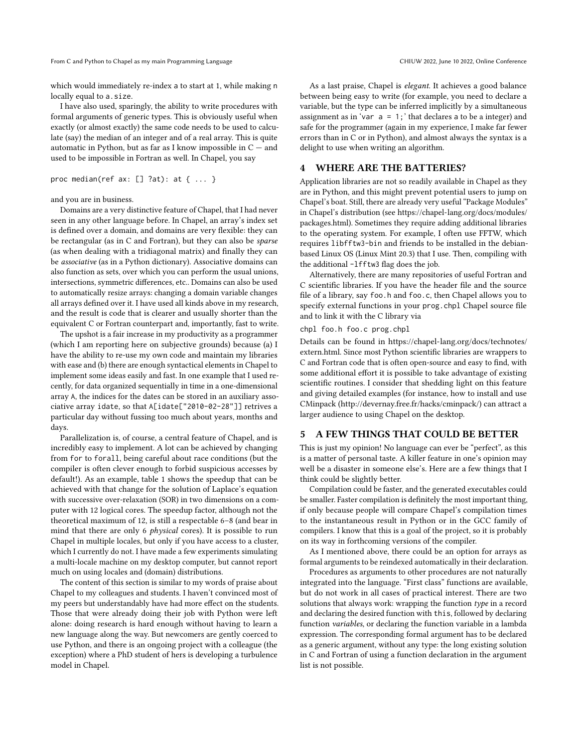which would immediately re-index a to start at 1, while making n locally equal to a.size.

I have also used, sparingly, the ability to write procedures with formal arguments of generic types. This is obviously useful when exactly (or almost exactly) the same code needs to be used to calculate (say) the median of an integer and of a real array. This is quite automatic in Python, but as far as I know impossible in C — and used to be impossible in Fortran as well. In Chapel, you say

```
proc median(ref ax: [] ?at): at { ... }
```

and you are in business.

Domains are a very distinctive feature of Chapel, that I had never seen in any other language before. In Chapel, an array's index set is defined over a domain, and domains are very flexible: they can be rectangular (as in C and Fortran), but they can also be *sparse* (as when dealing with a tridiagonal matrix) and finally they can be *associative* (as in a Python dictionary). Associative domains can also function as sets, over which you can perform the usual unions, intersections, symmetric differences, etc.. Domains can also be used to automatically resize arrays: changing a domain variable changes all arrays defined over it. I have used all kinds above in my research, and the result is code that is clearer and usually shorter than the equivalent C or Fortran counterpart and, importantly, fast to write.

The upshot is a fair increase in my productivity as a programmer (which I am reporting here on subjective grounds) because (a) I have the ability to re-use my own code and maintain my libraries with ease and (b) there are enough syntactical elements in Chapel to implement some ideas easily and fast. In one example that I used recently, for data organized sequentially in time in a one-dimensional array A, the indices for the dates can be stored in an auxiliary associative array idate, so that A[idate["2010-02-28"]] retrives a particular day without fussing too much about years, months and days.

Parallelization is, of course, a central feature of Chapel, and is incredibly easy to implement. A lot can be achieved by changing from for to forall, being careful about race conditions (but the compiler is often clever enough to forbid suspicious accesses by default!). As an example, table 1 shows the speedup that can be achieved with that change for the solution of Laplace's equation with successive over-relaxation (SOR) in two dimensions on a computer with 12 logical cores. The speedup factor, although not the theoretical maximum of 12, is still a respectable 6–8 (and bear in mind that there are only 6 *physical* cores). It is possible to run Chapel in multiple locales, but only if you have access to a cluster, which I currently do not. I have made a few experiments simulating a multi-locale machine on my desktop computer, but cannot report much on using locales and (domain) distributions.

The content of this section is similar to my words of praise about Chapel to my colleagues and students. I haven't convinced most of my peers but understandably have had more effect on the students. Those that were already doing their job with Python were left alone: doing research is hard enough without having to learn a new language along the way. But newcomers are gently coerced to use Python, and there is an ongoing project with a colleague (the exception) where a PhD student of hers is developing a turbulence model in Chapel.

As a last praise, Chapel is *elegant*. It achieves a good balance between being easy to write (for example, you need to declare a variable, but the type can be inferred implicitly by a simultaneous assignment as in 'var a = 1;' that declares a to be a integer) and safe for the programmer (again in my experience, I make far fewer errors than in C or in Python), and almost always the syntax is a delight to use when writing an algorithm.

## 4 WHERE ARE THE BATTERIES?

Application libraries are not so readily available in Chapel as they are in Python, and this might prevent potential users to jump on Chapel's boat. Still, there are already very useful "Package Modules" in Chapel's distribution (see https://chapel-lang.org/docs/modules/packages.html). Sometimes they require adding additional libraries to the operating system. For example, I often use FFTW, which requires libfftw3-bin and friends to be installed in the debian-based Linux OS (Linux Mint 20.3) that I use. Then, compiling with the additional -lfftw3 flag does the job.

Alternatively, there are many repositories of useful Fortran and C scientific libraries. If you have the header file and the source file of a library, say foo.h and foo.c, then Chapel allows you to specify external functions in your prog.chpl Chapel source file and to link it with the C library via

```
chpl foo.h foo.c prog.chpl
```

Details can be found in https://chapel-lang.org/docs/technotes/extern.html. Since most Python scientific libraries are wrappers to C and Fortran code that is often open-source and easy to find, with some additional effort it is possible to take advantage of existing scientific routines. I consider that shedding light on this feature and giving detailed examples (for instance, how to install and use CMinpack (http://devernay.free.fr/hacks/cminpack/) can attract a larger audience to using Chapel on the desktop.

## 5 A FEW THINGS THAT COULD BE BETTER

This is just my opinion! No language can ever be "perfect", as this is a matter of personal taste. A killer feature in one's opinion may well be a disaster in someone else's. Here are a few things that I think could be slightly better.

Compilation could be faster, and the generated executables could be smaller. Faster compilation is definitely the most important thing, if only because people will compare Chapel's compilation times to the instantaneous result in Python or in the GCC family of compilers. I know that this is a goal of the project, so it is probably on its way in forthcoming versions of the compiler.

As I mentioned above, there could be an option for arrays as formal arguments to be reindexed automatically in their declaration.

Procedures as arguments to other procedures are not naturally integrated into the language. "First class" functions are available, but do not work in all cases of practical interest. There are two solutions that always work: wrapping the function *type* in a record and declaring the desired function with this, followed by declaring function *variables*, or declaring the function variable in a lambda expression. The corresponding formal argument has to be declared as a generic argument, without any type: the long existing solution in C and Fortran of using a function declaration in the argument list is not possible.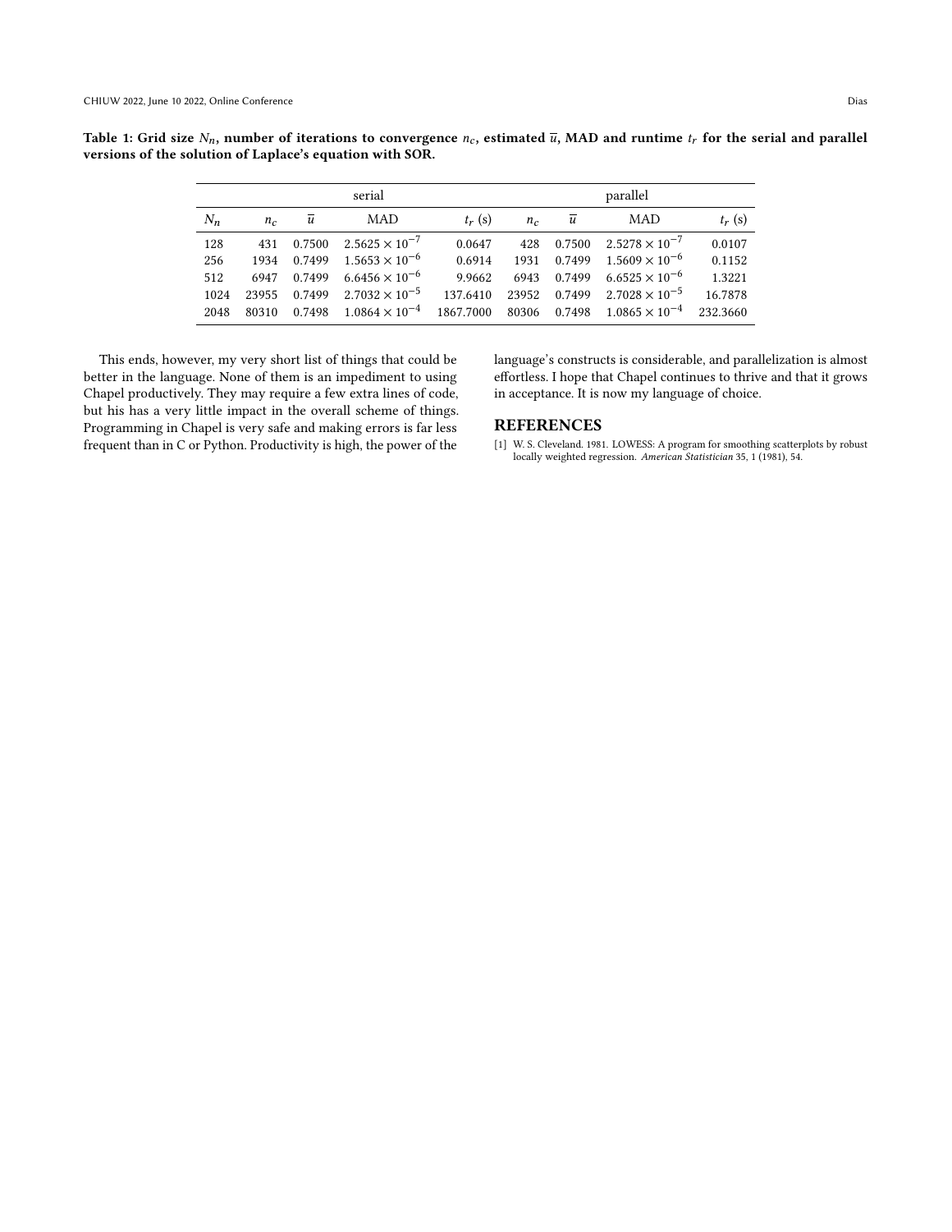**Table 1: Grid size $N_n$, number of iterations to convergence $n_c$, estimated $\overline{u}$, MAD and runtime $t_r$ for the serial and parallel versions of the solution of Laplace's equation with SOR.**

| | serial | | | | parallel | | | |
|---|---|---|---|---|---|---|---|---|
| $N_n$ | $n_c$ | $\overline{u}$ | MAD | $t_r$ (s) | $n_c$ | $\overline{u}$ | MAD | $t_r$ (s) |
| 128 | 431 | 0.7500 | $2.5625 \times 10^{-7}$ | 0.0647 | 428 | 0.7500 | $2.5278 \times 10^{-7}$ | 0.0107 |
| 256 | 1934 | 0.7499 | $1.5653 \times 10^{-6}$ | 0.6914 | 1931 | 0.7499 | $1.5609 \times 10^{-6}$ | 0.1152 |
| 512 | 6947 | 0.7499 | $6.6456 \times 10^{-6}$ | 9.9662 | 6943 | 0.7499 | $6.6525 \times 10^{-6}$ | 1.3221 |
| 1024 | 23955 | 0.7499 | $2.7032 \times 10^{-5}$ | 137.6410 | 23952 | 0.7499 | $2.7028 \times 10^{-5}$ | 16.7878 |
| 2048 | 80310 | 0.7498 | $1.0864 \times 10^{-4}$ | 1867.7000 | 80306 | 0.7498 | $1.0865 \times 10^{-4}$ | 232.3660 |

This ends, however, my very short list of things that could be better in the language. None of them is an impediment to using Chapel productively. They may require a few extra lines of code, but his has a very little impact in the overall scheme of things. Programming in Chapel is very safe and making errors is far less frequent than in C or Python. Productivity is high, the power of the language's constructs is considerable, and parallelization is almost effortless. I hope that Chapel continues to thrive and that it grows in acceptance. It is now my language of choice.

## REFERENCES

[1] W. S. Cleveland. 1981. LOWESS: A program for smoothing scatterplots by robust locally weighted regression. *American Statistician* 35, 1 (1981), 54.